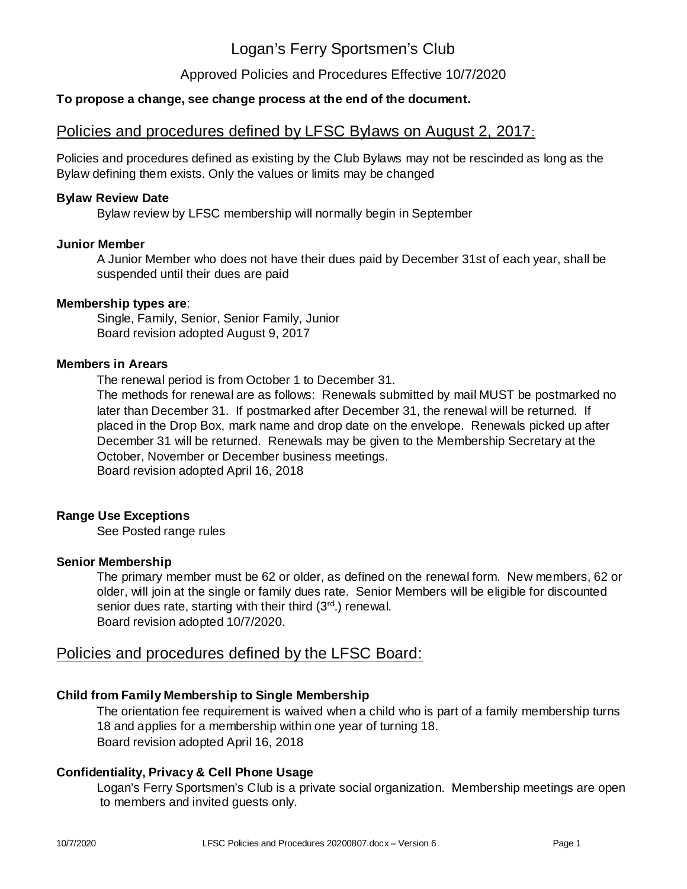# Logan's Ferry Sportsmen's Club

Approved Policies and Procedures Effective 10/7/2020

**To propose a change, see change process at the end of the document.**

## Policies and procedures defined by LFSC Bylaws on August 2, 2017:

Policies and procedures defined as existing by the Club Bylaws may not be rescinded as long as the Bylaw defining them exists. Only the values or limits may be changed

**Bylaw Review Date**

Bylaw review by LFSC membership will normally begin in September

**Junior Member**

A Junior Member who does not have their dues paid by December 31st of each year, shall be suspended until their dues are paid

**Membership types are**:

Single, Family, Senior, Senior Family, Junior
Board revision adopted August 9, 2017

**Members in Arears**

The renewal period is from October 1 to December 31.
The methods for renewal are as follows: Renewals submitted by mail MUST be postmarked no later than December 31. If postmarked after December 31, the renewal will be returned. If placed in the Drop Box, mark name and drop date on the envelope. Renewals picked up after December 31 will be returned. Renewals may be given to the Membership Secretary at the October, November or December business meetings.
Board revision adopted April 16, 2018

**Range Use Exceptions**

See Posted range rules

**Senior Membership**

The primary member must be 62 or older, as defined on the renewal form. New members, 62 or older, will join at the single or family dues rate. Senior Members will be eligible for discounted senior dues rate, starting with their third (3rd.) renewal.
Board revision adopted 10/7/2020.

## Policies and procedures defined by the LFSC Board:

**Child from Family Membership to Single Membership**

The orientation fee requirement is waived when a child who is part of a family membership turns 18 and applies for a membership within one year of turning 18.
Board revision adopted April 16, 2018

**Confidentiality, Privacy & Cell Phone Usage**

Logan's Ferry Sportsmen's Club is a private social organization. Membership meetings are open to members and invited guests only.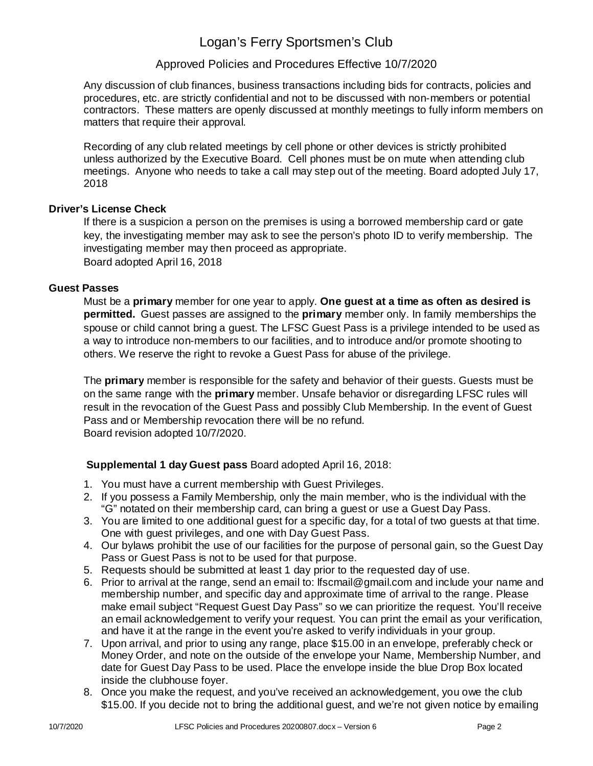Any discussion of club finances, business transactions including bids for contracts, policies and procedures, etc. are strictly confidential and not to be discussed with non-members or potential contractors. These matters are openly discussed at monthly meetings to fully inform members on matters that require their approval.

Recording of any club related meetings by cell phone or other devices is strictly prohibited unless authorized by the Executive Board. Cell phones must be on mute when attending club meetings. Anyone who needs to take a call may step out of the meeting. Board adopted July 17, 2018

### Driver's License Check

If there is a suspicion a person on the premises is using a borrowed membership card or gate key, the investigating member may ask to see the person's photo ID to verify membership. The investigating member may then proceed as appropriate.
Board adopted April 16, 2018

### Guest Passes

Must be a **primary** member for one year to apply. **One guest at a time as often as desired is permitted.** Guest passes are assigned to the **primary** member only. In family memberships the spouse or child cannot bring a guest. The LFSC Guest Pass is a privilege intended to be used as a way to introduce non-members to our facilities, and to introduce and/or promote shooting to others. We reserve the right to revoke a Guest Pass for abuse of the privilege.

The **primary** member is responsible for the safety and behavior of their guests. Guests must be on the same range with the **primary** member. Unsafe behavior or disregarding LFSC rules will result in the revocation of the Guest Pass and possibly Club Membership. In the event of Guest Pass and or Membership revocation there will be no refund.
Board revision adopted 10/7/2020.

**Supplemental 1 day Guest pass** Board adopted April 16, 2018:

1. You must have a current membership with Guest Privileges.
2. If you possess a Family Membership, only the main member, who is the individual with the "G" notated on their membership card, can bring a guest or use a Guest Day Pass.
3. You are limited to one additional guest for a specific day, for a total of two guests at that time. One with guest privileges, and one with Day Guest Pass.
4. Our bylaws prohibit the use of our facilities for the purpose of personal gain, so the Guest Day Pass or Guest Pass is not to be used for that purpose.
5. Requests should be submitted at least 1 day prior to the requested day of use.
6. Prior to arrival at the range, send an email to: lfscmail@gmail.com and include your name and membership number, and specific day and approximate time of arrival to the range. Please make email subject "Request Guest Day Pass" so we can prioritize the request. You'll receive an email acknowledgement to verify your request. You can print the email as your verification, and have it at the range in the event you're asked to verify individuals in your group.
7. Upon arrival, and prior to using any range, place $15.00 in an envelope, preferably check or Money Order, and note on the outside of the envelope your Name, Membership Number, and date for Guest Day Pass to be used. Place the envelope inside the blue Drop Box located inside the clubhouse foyer.
8. Once you make the request, and you've received an acknowledgement, you owe the club $15.00. If you decide not to bring the additional guest, and we're not given notice by emailing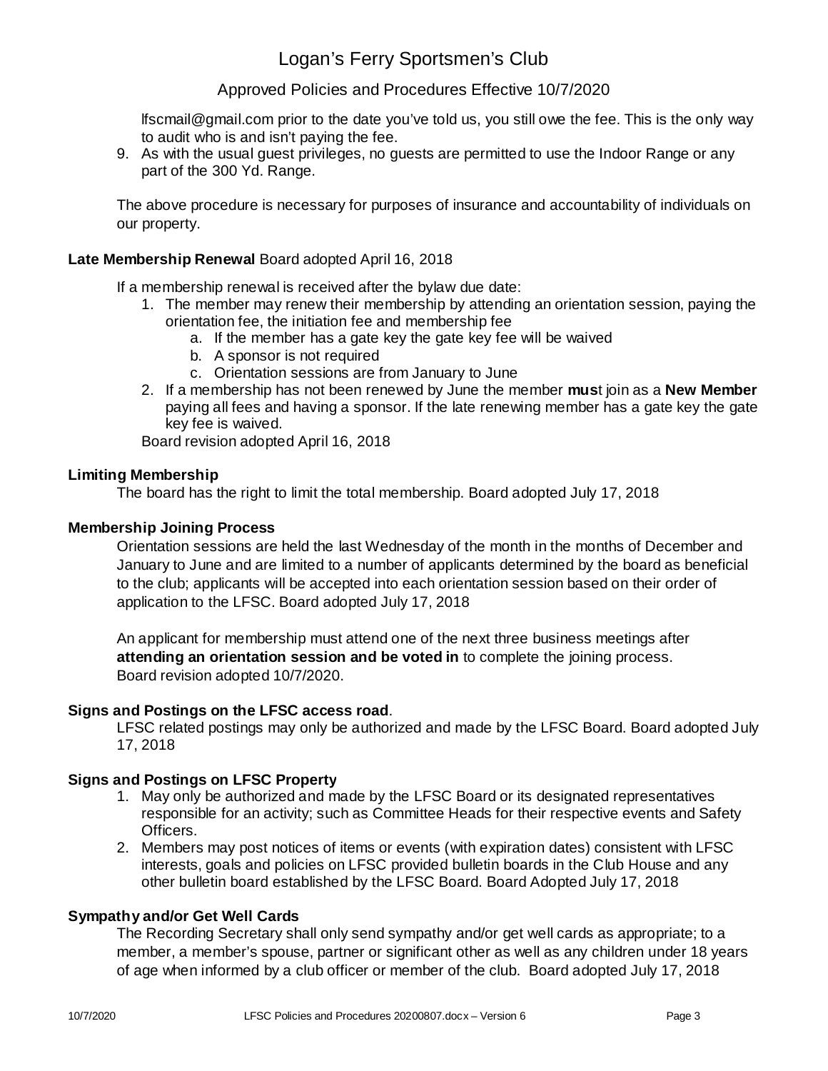lfscmail@gmail.com prior to the date you've told us, you still owe the fee. This is the only way to audit who is and isn't paying the fee.

9. As with the usual guest privileges, no guests are permitted to use the Indoor Range or any part of the 300 Yd. Range.

The above procedure is necessary for purposes of insurance and accountability of individuals on our property.

**Late Membership Renewal** Board adopted April 16, 2018

If a membership renewal is received after the bylaw due date:

1. The member may renew their membership by attending an orientation session, paying the orientation fee, the initiation fee and membership fee
   a. If the member has a gate key the gate key fee will be waived
   b. A sponsor is not required
   c. Orientation sessions are from January to June
2. If a membership has not been renewed by June the member **mus**t join as a **New Member** paying all fees and having a sponsor. If the late renewing member has a gate key the gate key fee is waived.

Board revision adopted April 16, 2018

**Limiting Membership**

The board has the right to limit the total membership. Board adopted July 17, 2018

**Membership Joining Process**

Orientation sessions are held the last Wednesday of the month in the months of December and January to June and are limited to a number of applicants determined by the board as beneficial to the club; applicants will be accepted into each orientation session based on their order of application to the LFSC. Board adopted July 17, 2018

An applicant for membership must attend one of the next three business meetings after **attending an orientation session and be voted in** to complete the joining process. Board revision adopted 10/7/2020.

**Signs and Postings on the LFSC access road**.

LFSC related postings may only be authorized and made by the LFSC Board. Board adopted July 17, 2018

**Signs and Postings on LFSC Property**

1. May only be authorized and made by the LFSC Board or its designated representatives responsible for an activity; such as Committee Heads for their respective events and Safety Officers.
2. Members may post notices of items or events (with expiration dates) consistent with LFSC interests, goals and policies on LFSC provided bulletin boards in the Club House and any other bulletin board established by the LFSC Board. Board Adopted July 17, 2018

**Sympathy and/or Get Well Cards**

The Recording Secretary shall only send sympathy and/or get well cards as appropriate; to a member, a member's spouse, partner or significant other as well as any children under 18 years of age when informed by a club officer or member of the club. Board adopted July 17, 2018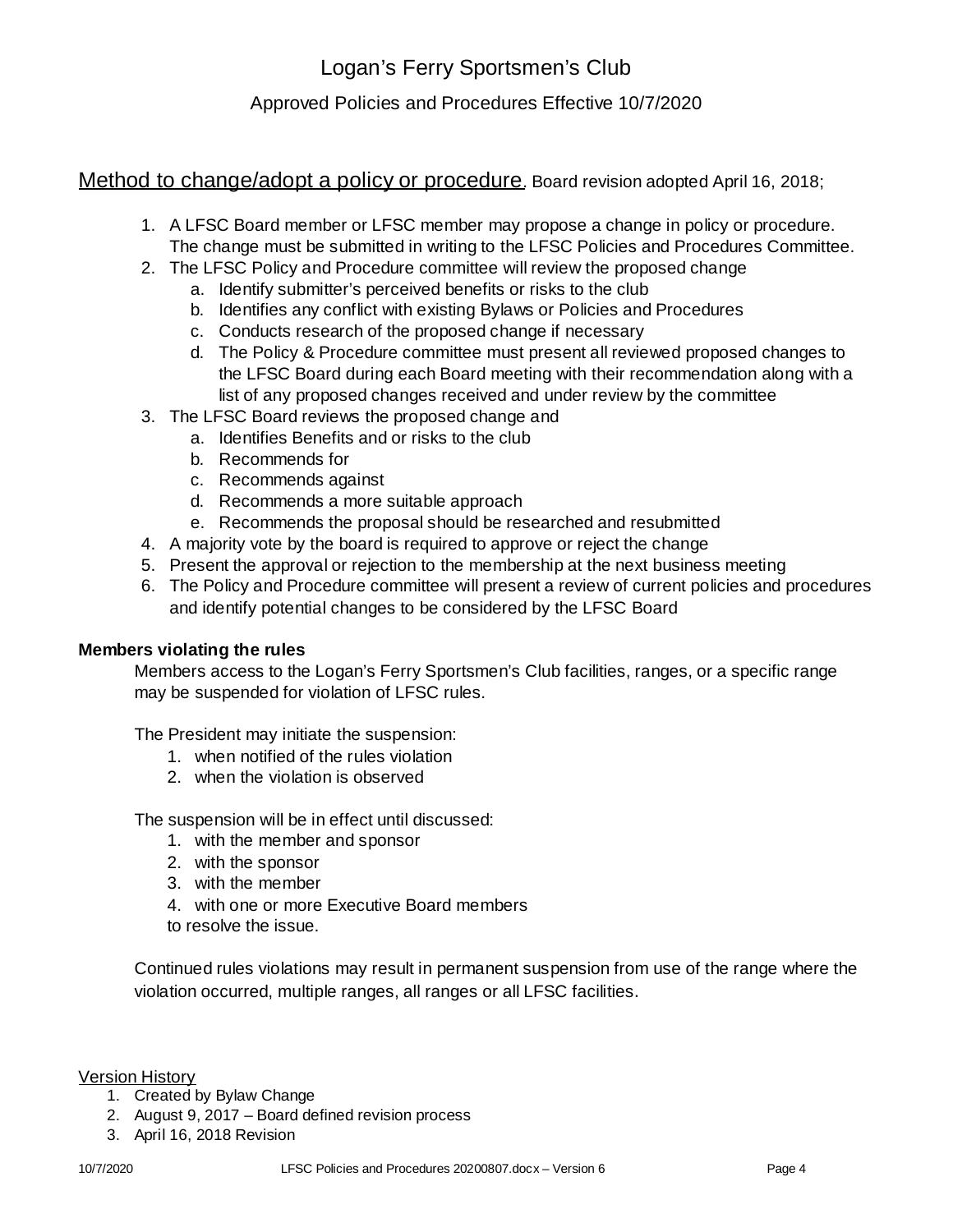# Logan's Ferry Sportsmen's Club

## Approved Policies and Procedures Effective 10/7/2020

<u>Method to change/adopt a policy or procedure</u>. Board revision adopted April 16, 2018;

1. A LFSC Board member or LFSC member may propose a change in policy or procedure. The change must be submitted in writing to the LFSC Policies and Procedures Committee.
2. The LFSC Policy and Procedure committee will review the proposed change
   a. Identify submitter's perceived benefits or risks to the club
   b. Identifies any conflict with existing Bylaws or Policies and Procedures
   c. Conducts research of the proposed change if necessary
   d. The Policy & Procedure committee must present all reviewed proposed changes to the LFSC Board during each Board meeting with their recommendation along with a list of any proposed changes received and under review by the committee
3. The LFSC Board reviews the proposed change and
   a. Identifies Benefits and or risks to the club
   b. Recommends for
   c. Recommends against
   d. Recommends a more suitable approach
   e. Recommends the proposal should be researched and resubmitted
4. A majority vote by the board is required to approve or reject the change
5. Present the approval or rejection to the membership at the next business meeting
6. The Policy and Procedure committee will present a review of current policies and procedures and identify potential changes to be considered by the LFSC Board

**Members violating the rules**

Members access to the Logan's Ferry Sportsmen's Club facilities, ranges, or a specific range may be suspended for violation of LFSC rules.

The President may initiate the suspension:

1. when notified of the rules violation
2. when the violation is observed

The suspension will be in effect until discussed:

1. with the member and sponsor
2. with the sponsor
3. with the member
4. with one or more Executive Board members

to resolve the issue.

Continued rules violations may result in permanent suspension from use of the range where the violation occurred, multiple ranges, all ranges or all LFSC facilities.

<u>Version History</u>

1. Created by Bylaw Change
2. August 9, 2017 – Board defined revision process
3. April 16, 2018 Revision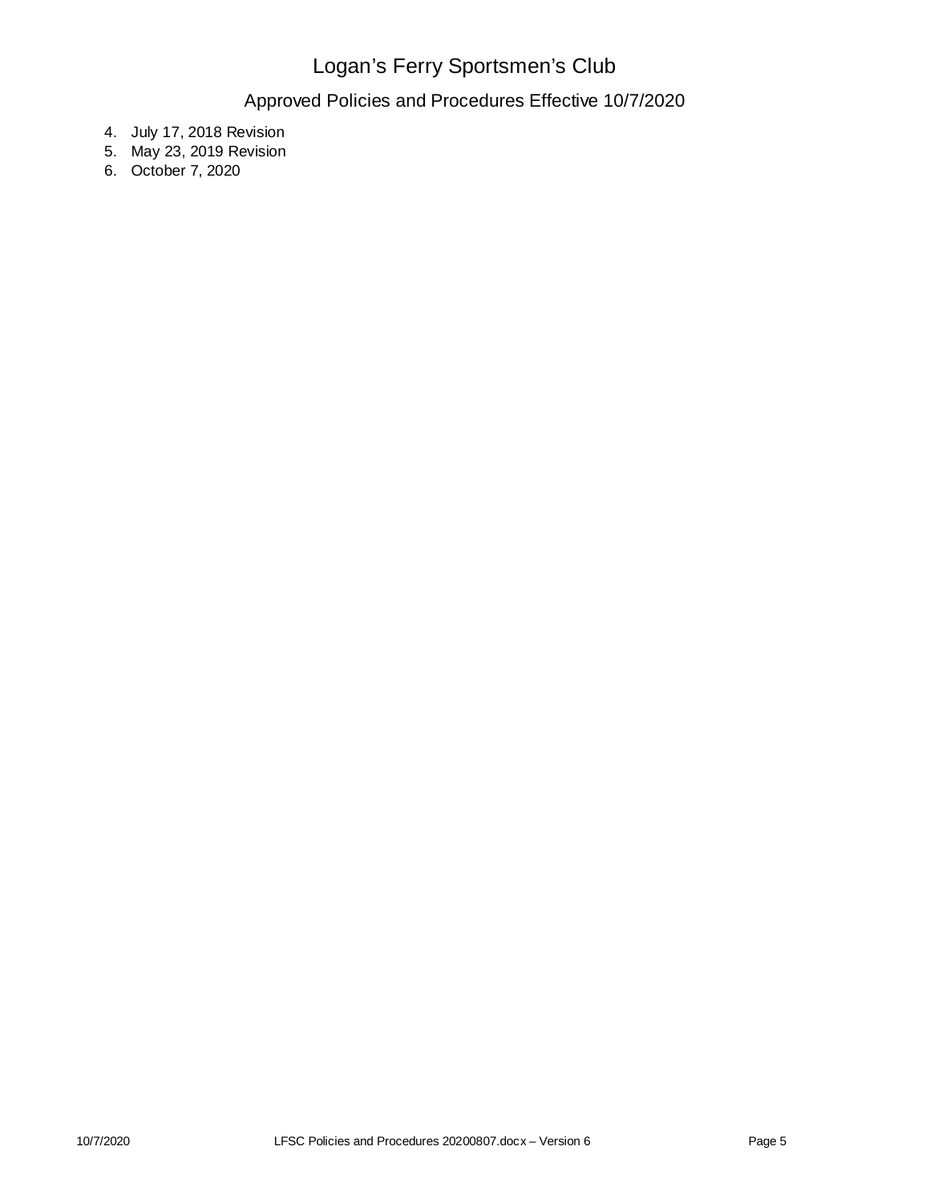4. July 17, 2018 Revision
5. May 23, 2019 Revision
6. October 7, 2020